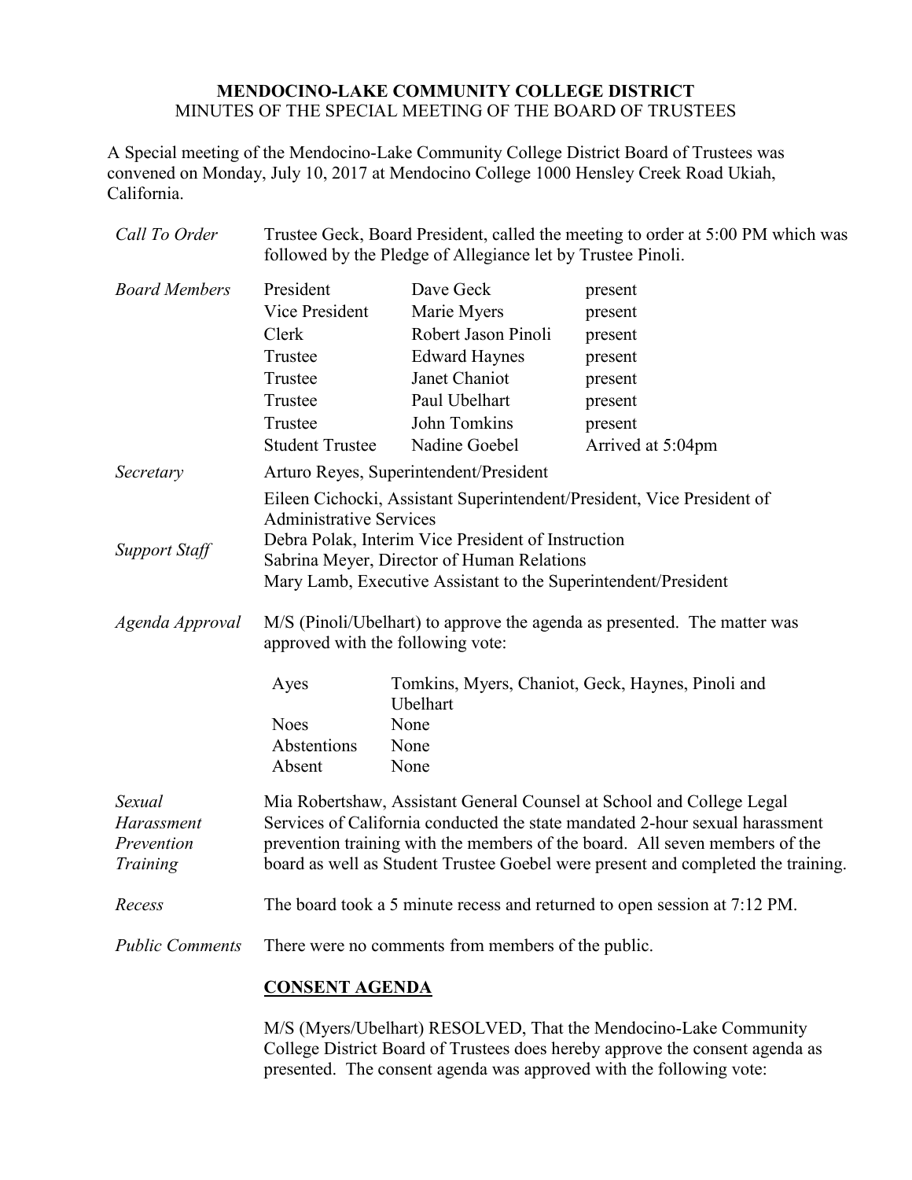**MENDOCINO-LAKE COMMUNITY COLLEGE DISTRICT**
MINUTES OF THE SPECIAL MEETING OF THE BOARD OF TRUSTEES

A Special meeting of the Mendocino-Lake Community College District Board of Trustees was convened on Monday, July 10, 2017 at Mendocino College 1000 Hensley Creek Road Ukiah, California.

*Call To Order* — Trustee Geck, Board President, called the meeting to order at 5:00 PM which was followed by the Pledge of Allegiance let by Trustee Pinoli.

*Board Members*

| | | |
|---|---|---|
| President | Dave Geck | present |
| Vice President | Marie Myers | present |
| Clerk | Robert Jason Pinoli | present |
| Trustee | Edward Haynes | present |
| Trustee | Janet Chaniot | present |
| Trustee | Paul Ubelhart | present |
| Trustee | John Tomkins | present |
| Student Trustee | Nadine Goebel | Arrived at 5:04pm |

*Secretary* — Arturo Reyes, Superintendent/President

*Support Staff*
Eileen Cichocki, Assistant Superintendent/President, Vice President of Administrative Services
Debra Polak, Interim Vice President of Instruction
Sabrina Meyer, Director of Human Relations
Mary Lamb, Executive Assistant to the Superintendent/President

*Agenda Approval* — M/S (Pinoli/Ubelhart) to approve the agenda as presented. The matter was approved with the following vote:

| | |
|---|---|
| Ayes | Tomkins, Myers, Chaniot, Geck, Haynes, Pinoli and Ubelhart |
| Noes | None |
| Abstentions | None |
| Absent | None |

*Sexual Harassment Prevention Training* — Mia Robertshaw, Assistant General Counsel at School and College Legal Services of California conducted the state mandated 2-hour sexual harassment prevention training with the members of the board. All seven members of the board as well as Student Trustee Goebel were present and completed the training.

*Recess* — The board took a 5 minute recess and returned to open session at 7:12 PM.

*Public Comments* — There were no comments from members of the public.

**CONSENT AGENDA**

M/S (Myers/Ubelhart) RESOLVED, That the Mendocino-Lake Community College District Board of Trustees does hereby approve the consent agenda as presented. The consent agenda was approved with the following vote: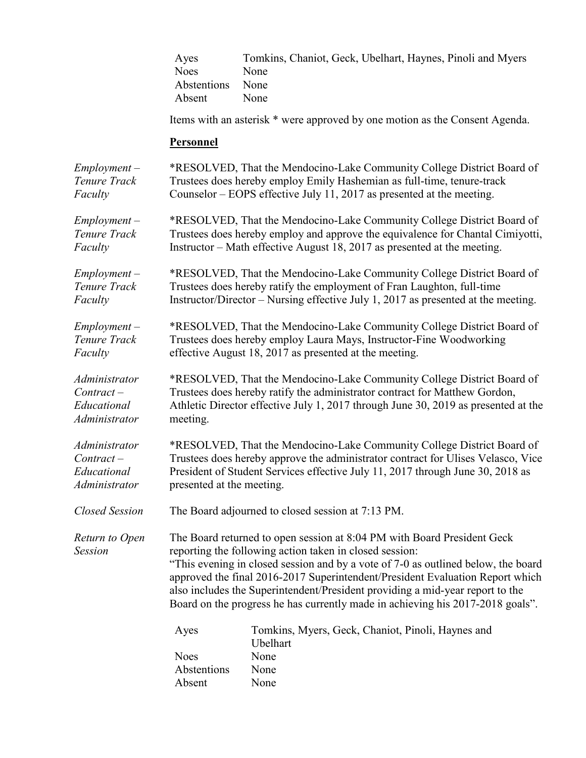| | |
|---|---|
| Ayes | Tomkins, Chaniot, Geck, Ubelhart, Haynes, Pinoli and Myers |
| Noes | None |
| Abstentions | None |
| Absent | None |

Items with an asterisk * were approved by one motion as the Consent Agenda.

**Personnel**

*Employment – Tenure Track Faculty*

*RESOLVED, That the Mendocino-Lake Community College District Board of Trustees does hereby employ Emily Hashemian as full-time, tenure-track Counselor – EOPS effective July 11, 2017 as presented at the meeting.

*Employment – Tenure Track Faculty*

*RESOLVED, That the Mendocino-Lake Community College District Board of Trustees does hereby employ and approve the equivalence for Chantal Cimiyotti, Instructor – Math effective August 18, 2017 as presented at the meeting.

*Employment – Tenure Track Faculty*

*RESOLVED, That the Mendocino-Lake Community College District Board of Trustees does hereby ratify the employment of Fran Laughton, full-time Instructor/Director – Nursing effective July 1, 2017 as presented at the meeting.

*Employment – Tenure Track Faculty*

*RESOLVED, That the Mendocino-Lake Community College District Board of Trustees does hereby employ Laura Mays, Instructor-Fine Woodworking effective August 18, 2017 as presented at the meeting.

*Administrator Contract – Educational Administrator*

*RESOLVED, That the Mendocino-Lake Community College District Board of Trustees does hereby ratify the administrator contract for Matthew Gordon, Athletic Director effective July 1, 2017 through June 30, 2019 as presented at the meeting.

*Administrator Contract – Educational Administrator*

*RESOLVED, That the Mendocino-Lake Community College District Board of Trustees does hereby approve the administrator contract for Ulises Velasco, Vice President of Student Services effective July 11, 2017 through June 30, 2018 as presented at the meeting.

*Closed Session*

The Board adjourned to closed session at 7:13 PM.

*Return to Open Session*

The Board returned to open session at 8:04 PM with Board President Geck reporting the following action taken in closed session:
"This evening in closed session and by a vote of 7-0 as outlined below, the board approved the final 2016-2017 Superintendent/President Evaluation Report which also includes the Superintendent/President providing a mid-year report to the Board on the progress he has currently made in achieving his 2017-2018 goals".

| | |
|---|---|
| Ayes | Tomkins, Myers, Geck, Chaniot, Pinoli, Haynes and Ubelhart |
| Noes | None |
| Abstentions | None |
| Absent | None |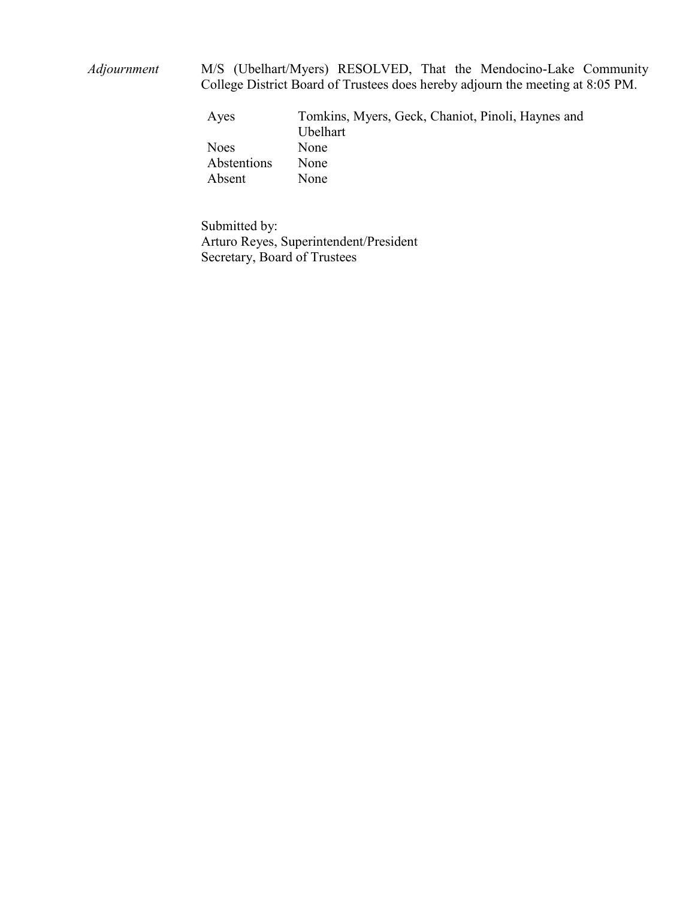*Adjournment*

M/S (Ubelhart/Myers) RESOLVED, That the Mendocino-Lake Community College District Board of Trustees does hereby adjourn the meeting at 8:05 PM.

| | |
|---|---|
| Ayes | Tomkins, Myers, Geck, Chaniot, Pinoli, Haynes and Ubelhart |
| Noes | None |
| Abstentions | None |
| Absent | None |

Submitted by:
Arturo Reyes, Superintendent/President
Secretary, Board of Trustees